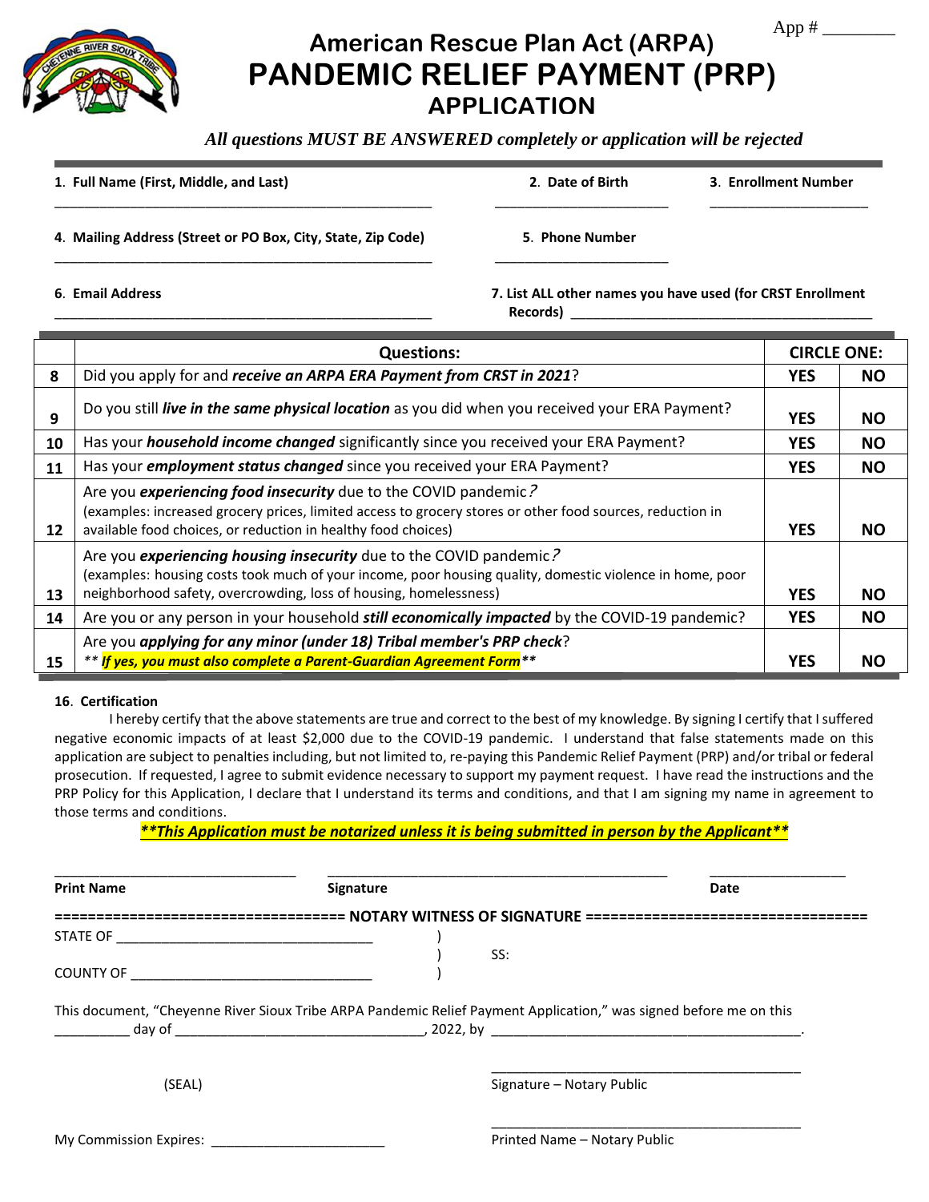App # ________

# American Rescue Plan Act (ARPA)
# PANDEMIC RELIEF PAYMENT (PRP)
## APPLICATION

***All questions MUST BE ANSWERED completely or application will be rejected***

**1. Full Name (First, Middle, and Last)** ______________________________

**2. Date of Birth** ____________________

**3. Enrollment Number** ____________________

**4. Mailing Address (Street or PO Box, City, State, Zip Code)** ______________________________

**5. Phone Number** ____________________

**6. Email Address** ______________________________

**7. List ALL other names you have used (for CRST Enrollment Records)** ______________________________

| | Questions: | CIRCLE ONE: | |
|---|---|---|---|
| 8 | Did you apply for and ***receive an ARPA ERA Payment from CRST in 2021***? | **YES** | **NO** |
| 9 | Do you still ***live in the same physical location*** as you did when you received your ERA Payment? | **YES** | **NO** |
| 10 | Has your ***household income changed*** significantly since you received your ERA Payment? | **YES** | **NO** |
| 11 | Has your ***employment status changed*** since you received your ERA Payment? | **YES** | **NO** |
| 12 | Are you ***experiencing food insecurity*** due to the COVID pandemic? (examples: increased grocery prices, limited access to grocery stores or other food sources, reduction in available food choices, or reduction in healthy food choices) | **YES** | **NO** |
| 13 | Are you ***experiencing housing insecurity*** due to the COVID pandemic? (examples: housing costs took much of your income, poor housing quality, domestic violence in home, poor neighborhood safety, overcrowding, loss of housing, homelessness) | **YES** | **NO** |
| 14 | Are you or any person in your household ***still economically impacted*** by the COVID-19 pandemic? | **YES** | **NO** |
| 15 | Are you ***applying for any minor (under 18) Tribal member's PRP check***? *** *If yes, you must also complete a Parent-Guardian Agreement Form** ** | **YES** | **NO** |

**16. Certification**

I hereby certify that the above statements are true and correct to the best of my knowledge. By signing I certify that I suffered negative economic impacts of at least $2,000 due to the COVID-19 pandemic. I understand that false statements made on this application are subject to penalties including, but not limited to, re-paying this Pandemic Relief Payment (PRP) and/or tribal or federal prosecution. If requested, I agree to submit evidence necessary to support my payment request. I have read the instructions and the PRP Policy for this Application, I declare that I understand its terms and conditions, and that I am signing my name in agreement to those terms and conditions.

***\*\*This Application must be notarized unless it is being submitted in person by the Applicant\*\****

______________________ ______________________________ ______________

**Print Name** **Signature** **Date**

**================================= NOTARY WITNESS OF SIGNATURE =================================**

STATE OF ______________________________ )
 ) SS:
COUNTY OF ______________________________ )

This document, "Cheyenne River Sioux Tribe ARPA Pandemic Relief Payment Application," was signed before me on this __________ day of ______________________________, 2022, by ______________________________.

(SEAL) ______________________________
Signature – Notary Public

My Commission Expires: ____________________ ______________________________
Printed Name – Notary Public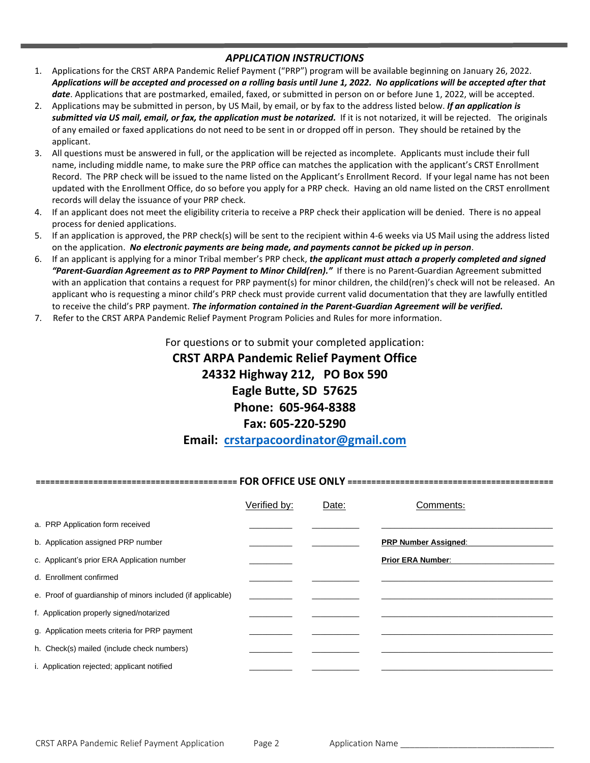## *APPLICATION INSTRUCTIONS*

1. Applications for the CRST ARPA Pandemic Relief Payment ("PRP") program will be available beginning on January 26, 2022. ***Applications will be accepted and processed on a rolling basis until June 1, 2022. No applications will be accepted after that date***. Applications that are postmarked, emailed, faxed, or submitted in person on or before June 1, 2022, will be accepted.
2. Applications may be submitted in person, by US Mail, by email, or by fax to the address listed below. ***If an application is submitted via US mail, email, or fax, the application must be notarized.*** If it is not notarized, it will be rejected. The originals of any emailed or faxed applications do not need to be sent in or dropped off in person. They should be retained by the applicant.
3. All questions must be answered in full, or the application will be rejected as incomplete. Applicants must include their full name, including middle name, to make sure the PRP office can matches the application with the applicant's CRST Enrollment Record. The PRP check will be issued to the name listed on the Applicant's Enrollment Record. If your legal name has not been updated with the Enrollment Office, do so before you apply for a PRP check. Having an old name listed on the CRST enrollment records will delay the issuance of your PRP check.
4. If an applicant does not meet the eligibility criteria to receive a PRP check their application will be denied. There is no appeal process for denied applications.
5. If an application is approved, the PRP check(s) will be sent to the recipient within 4-6 weeks via US Mail using the address listed on the application. ***No electronic payments are being made, and payments cannot be picked up in person***.
6. If an applicant is applying for a minor Tribal member's PRP check, ***the applicant must attach a properly completed and signed "Parent-Guardian Agreement as to PRP Payment to Minor Child(ren)."*** If there is no Parent-Guardian Agreement submitted with an application that contains a request for PRP payment(s) for minor children, the child(ren)'s check will not be released. An applicant who is requesting a minor child's PRP check must provide current valid documentation that they are lawfully entitled to receive the child's PRP payment. ***The information contained in the Parent-Guardian Agreement will be verified.***
7. Refer to the CRST ARPA Pandemic Relief Payment Program Policies and Rules for more information.

For questions or to submit your completed application:

**CRST ARPA Pandemic Relief Payment Office**
**24332 Highway 212, PO Box 590**
**Eagle Butte, SD 57625**
**Phone: 605-964-8388**
**Fax: 605-220-5290**
**Email: crstarpacoordinator@gmail.com**

**========================================= FOR OFFICE USE ONLY =========================================**

| | Verified by: | Date: | Comments: |
|---|---|---|---|
| a. PRP Application form received | | | |
| b. Application assigned PRP number | | | **PRP Number Assigned**: |
| c. Applicant's prior ERA Application number | | | **Prior ERA Number**: |
| d. Enrollment confirmed | | | |
| e. Proof of guardianship of minors included (if applicable) | | | |
| f. Application properly signed/notarized | | | |
| g. Application meets criteria for PRP payment | | | |
| h. Check(s) mailed (include check numbers) | | | |
| i. Application rejected; applicant notified | | | |

Application Name ________________________________